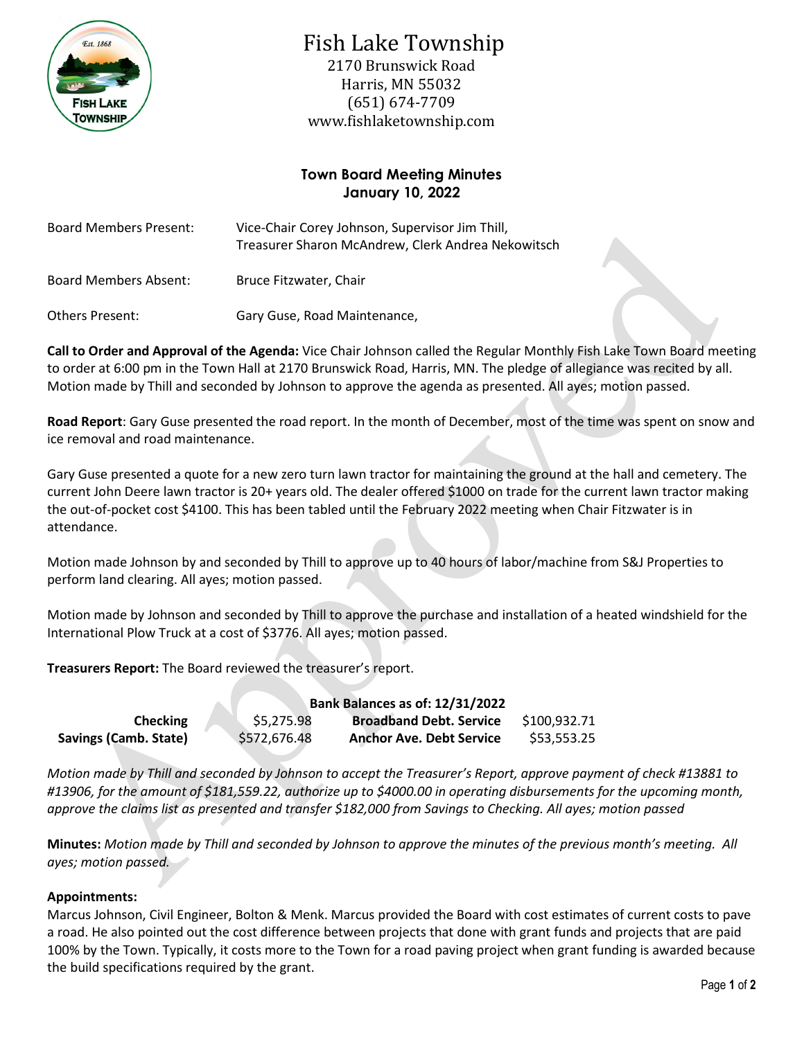# Fish Lake Township

2170 Brunswick Road
Harris, MN 55032
(651) 674-7709
www.fishlaketownship.com

## Town Board Meeting Minutes
## January 10, 2022

Board Members Present: Vice-Chair Corey Johnson, Supervisor Jim Thill, Treasurer Sharon McAndrew, Clerk Andrea Nekowitsch

Board Members Absent: Bruce Fitzwater, Chair

Others Present: Gary Guse, Road Maintenance,

**Call to Order and Approval of the Agenda:** Vice Chair Johnson called the Regular Monthly Fish Lake Town Board meeting to order at 6:00 pm in the Town Hall at 2170 Brunswick Road, Harris, MN. The pledge of allegiance was recited by all. Motion made by Thill and seconded by Johnson to approve the agenda as presented. All ayes; motion passed.

**Road Report**: Gary Guse presented the road report. In the month of December, most of the time was spent on snow and ice removal and road maintenance.

Gary Guse presented a quote for a new zero turn lawn tractor for maintaining the ground at the hall and cemetery. The current John Deere lawn tractor is 20+ years old. The dealer offered $1000 on trade for the current lawn tractor making the out-of-pocket cost $4100. This has been tabled until the February 2022 meeting when Chair Fitzwater is in attendance.

Motion made Johnson by and seconded by Thill to approve up to 40 hours of labor/machine from S&J Properties to perform land clearing. All ayes; motion passed.

Motion made by Johnson and seconded by Thill to approve the purchase and installation of a heated windshield for the International Plow Truck at a cost of $3776. All ayes; motion passed.

**Treasurers Report:** The Board reviewed the treasurer's report.

| **Bank Balances as of: 12/31/2022** | | | |
|---|---|---|---|
| **Checking** | $5,275.98 | **Broadband Debt. Service** | $100,932.71 |
| **Savings (Camb. State)** | $572,676.48 | **Anchor Ave. Debt Service** | $53,553.25 |

*Motion made by Thill and seconded by Johnson to accept the Treasurer's Report, approve payment of check #13881 to #13906, for the amount of $181,559.22, authorize up to $4000.00 in operating disbursements for the upcoming month, approve the claims list as presented and transfer $182,000 from Savings to Checking. All ayes; motion passed*

**Minutes:** *Motion made by Thill and seconded by Johnson to approve the minutes of the previous month's meeting. All ayes; motion passed.*

**Appointments:**

Marcus Johnson, Civil Engineer, Bolton & Menk. Marcus provided the Board with cost estimates of current costs to pave a road. He also pointed out the cost difference between projects that done with grant funds and projects that are paid 100% by the Town. Typically, it costs more to the Town for a road paving project when grant funding is awarded because the build specifications required by the grant.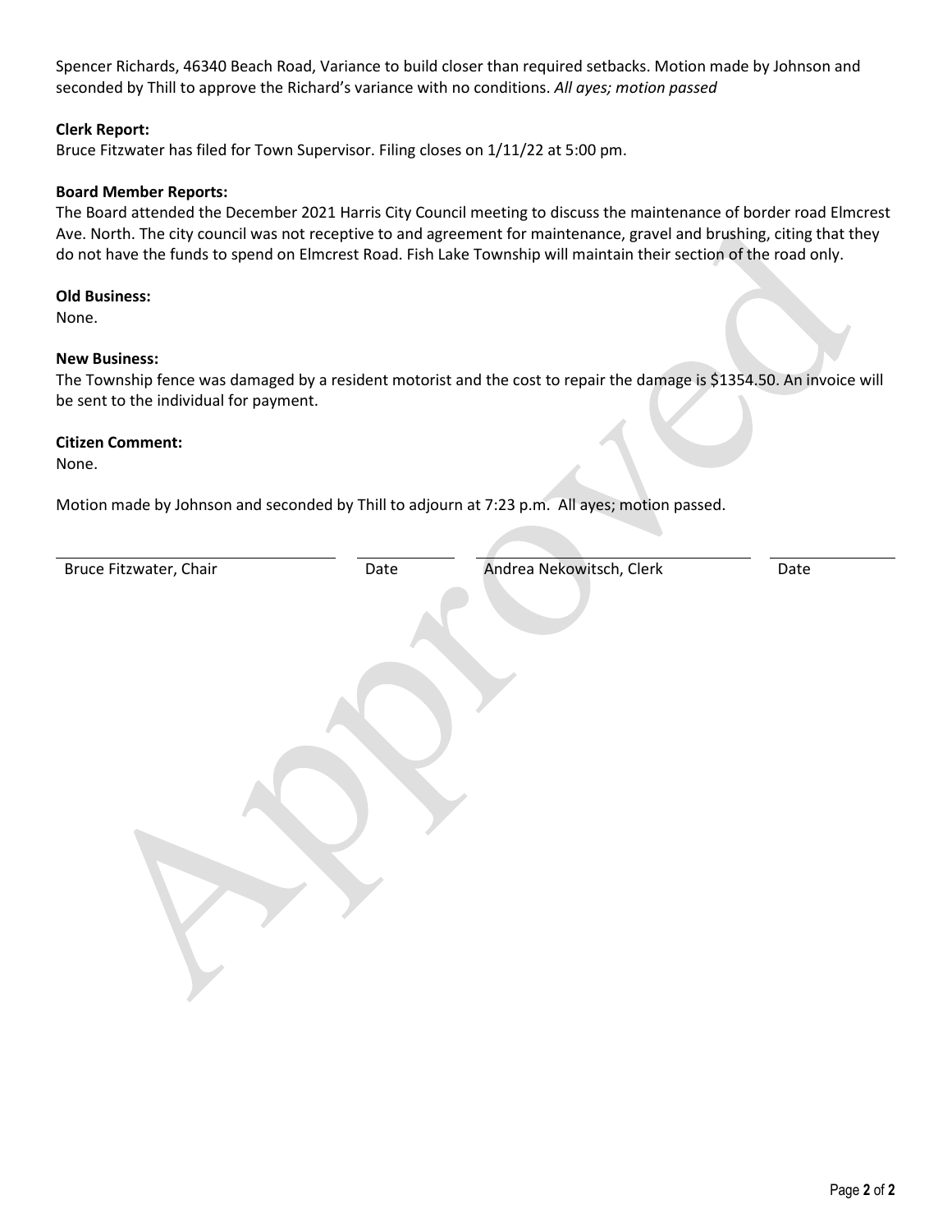Spencer Richards, 46340 Beach Road, Variance to build closer than required setbacks. Motion made by Johnson and seconded by Thill to approve the Richard's variance with no conditions. *All ayes; motion passed*

**Clerk Report:**

Bruce Fitzwater has filed for Town Supervisor. Filing closes on 1/11/22 at 5:00 pm.

**Board Member Reports:**

The Board attended the December 2021 Harris City Council meeting to discuss the maintenance of border road Elmcrest Ave. North. The city council was not receptive to and agreement for maintenance, gravel and brushing, citing that they do not have the funds to spend on Elmcrest Road. Fish Lake Township will maintain their section of the road only.

**Old Business:**

None.

**New Business:**

The Township fence was damaged by a resident motorist and the cost to repair the damage is $1354.50. An invoice will be sent to the individual for payment.

**Citizen Comment:**

None.

Motion made by Johnson and seconded by Thill to adjourn at 7:23 p.m. All ayes; motion passed.

| | | | |
|---|---|---|---|
| Bruce Fitzwater, Chair | Date | Andrea Nekowitsch, Clerk | Date |

Approved